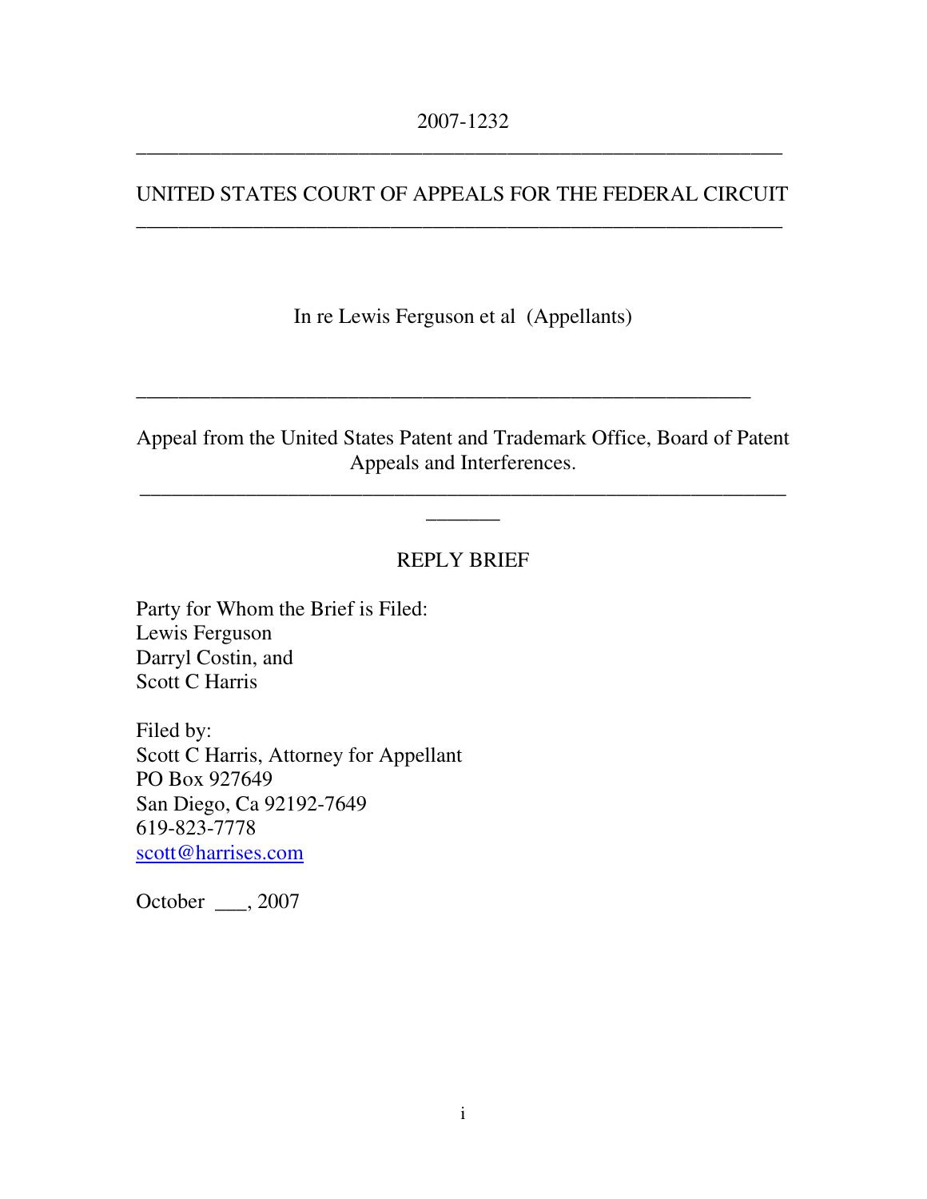2007-1232

---

UNITED STATES COURT OF APPEALS FOR THE FEDERAL CIRCUIT

---

In re Lewis Ferguson et al (Appellants)

---

Appeal from the United States Patent and Trademark Office, Board of Patent Appeals and Interferences.

---

# REPLY BRIEF

Party for Whom the Brief is Filed:
Lewis Ferguson
Darryl Costin, and
Scott C Harris

Filed by:
Scott C Harris, Attorney for Appellant
PO Box 927649
San Diego, Ca 92192-7649
619-823-7778
scott@harrises.com

October ___, 2007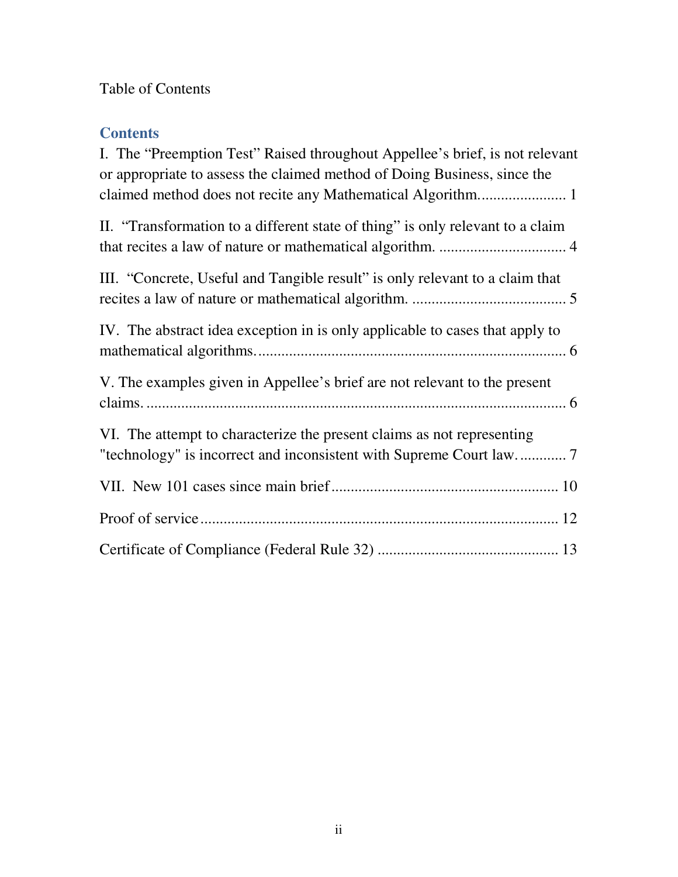Table of Contents

## Contents

I. The "Preemption Test" Raised throughout Appellee's brief, is not relevant or appropriate to assess the claimed method of Doing Business, since the claimed method does not recite any Mathematical Algorithm....................... 1

II. "Transformation to a different state of thing" is only relevant to a claim that recites a law of nature or mathematical algorithm. ................................. 4

III. "Concrete, Useful and Tangible result" is only relevant to a claim that recites a law of nature or mathematical algorithm. ........................................ 5

IV. The abstract idea exception in is only applicable to cases that apply to mathematical algorithms................................................................................ 6

V. The examples given in Appellee's brief are not relevant to the present claims. ........................................................................................................... 6

VI. The attempt to characterize the present claims as not representing "technology" is incorrect and inconsistent with Supreme Court law............ 7

VII. New 101 cases since main brief.......................................................... 10

Proof of service............................................................................................ 12

Certificate of Compliance (Federal Rule 32) .............................................. 13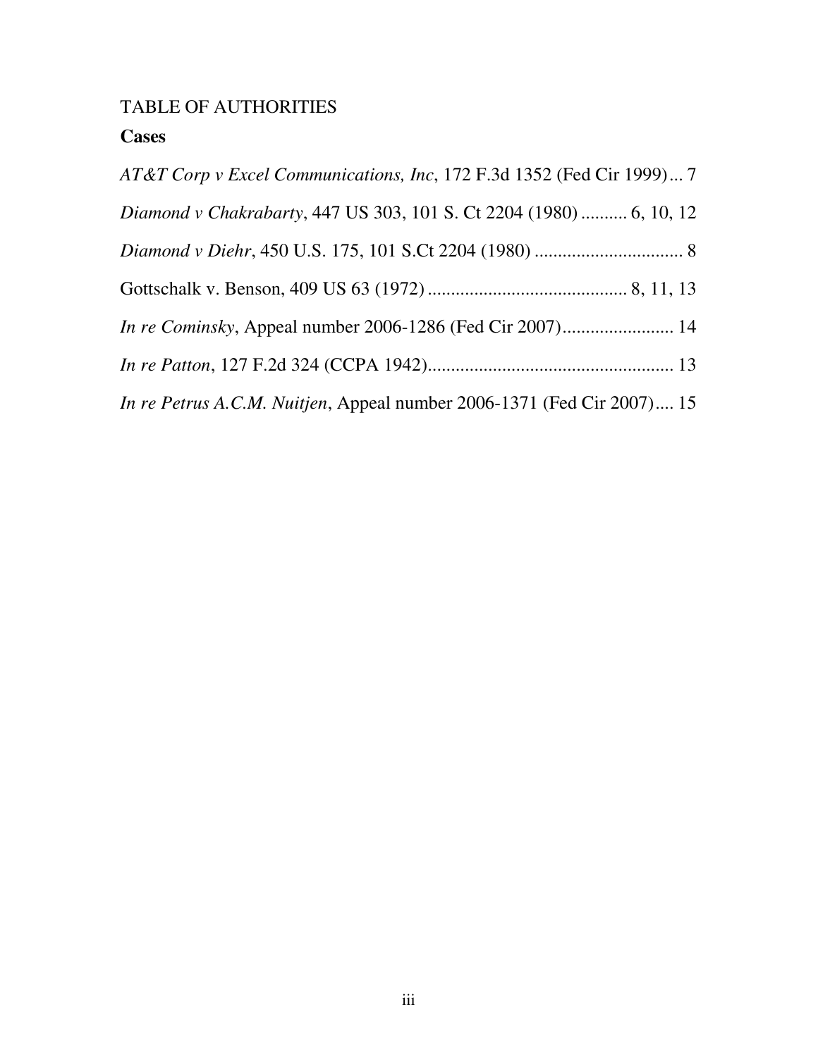TABLE OF AUTHORITIES

**Cases**

*AT&T Corp v Excel Communications, Inc*, 172 F.3d 1352 (Fed Cir 1999) ... 7

*Diamond v Chakrabarty*, 447 US 303, 101 S. Ct 2204 (1980) .......... 6, 10, 12

*Diamond v Diehr*, 450 U.S. 175, 101 S.Ct 2204 (1980) ................................ 8

Gottschalk v. Benson, 409 US 63 (1972) ........................................... 8, 11, 13

*In re Cominsky*, Appeal number 2006-1286 (Fed Cir 2007)........................ 14

*In re Patton*, 127 F.2d 324 (CCPA 1942)..................................................... 13

*In re Petrus A.C.M. Nuitjen*, Appeal number 2006-1371 (Fed Cir 2007).... 15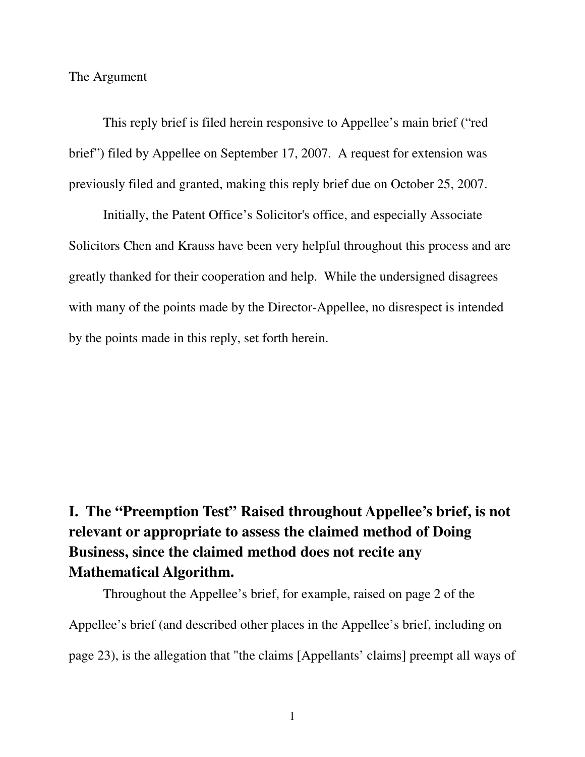The Argument

This reply brief is filed herein responsive to Appellee's main brief ("red brief") filed by Appellee on September 17, 2007. A request for extension was previously filed and granted, making this reply brief due on October 25, 2007.

Initially, the Patent Office's Solicitor's office, and especially Associate Solicitors Chen and Krauss have been very helpful throughout this process and are greatly thanked for their cooperation and help. While the undersigned disagrees with many of the points made by the Director-Appellee, no disrespect is intended by the points made in this reply, set forth herein.

## I. The "Preemption Test" Raised throughout Appellee's brief, is not relevant or appropriate to assess the claimed method of Doing Business, since the claimed method does not recite any Mathematical Algorithm.

Throughout the Appellee's brief, for example, raised on page 2 of the Appellee's brief (and described other places in the Appellee's brief, including on page 23), is the allegation that "the claims [Appellants' claims] preempt all ways of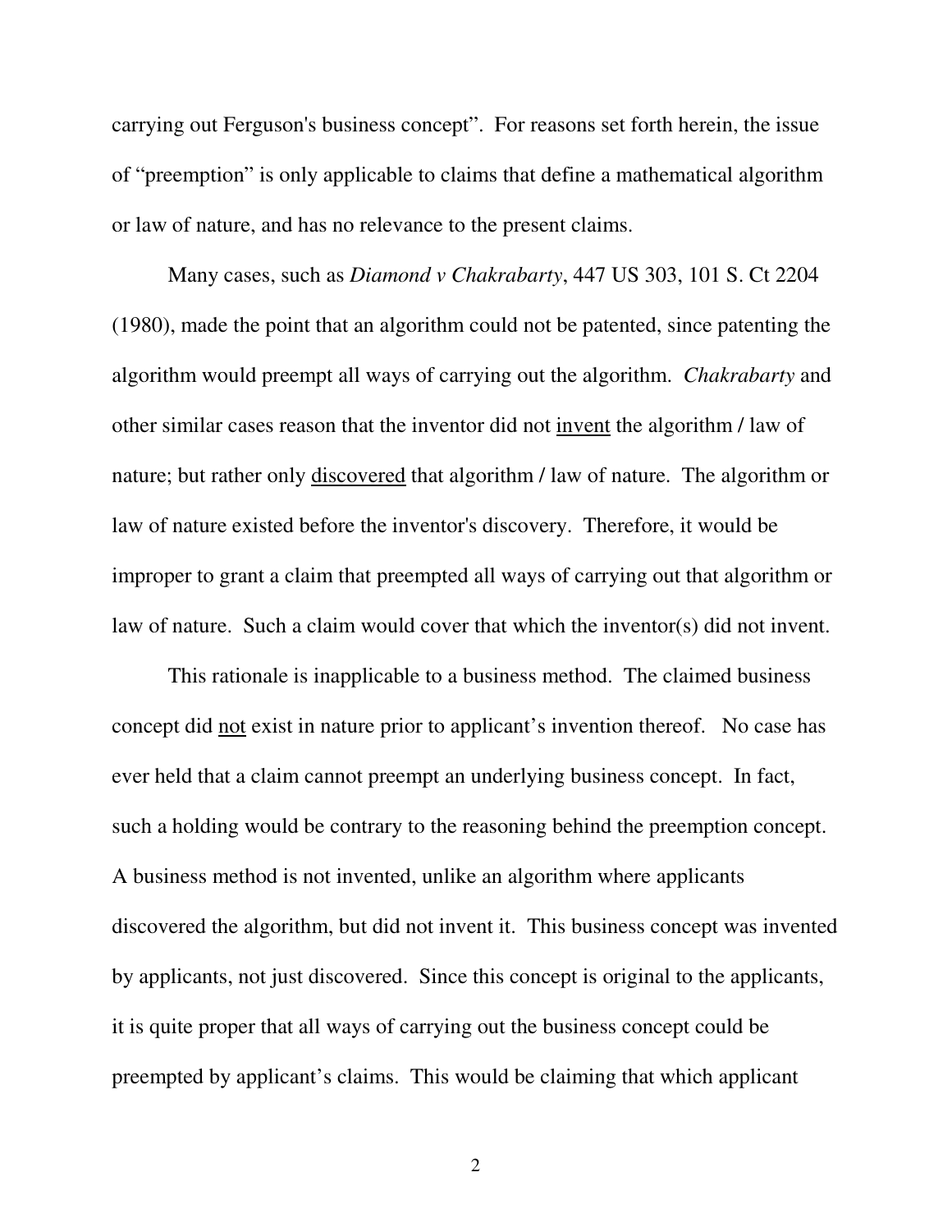carrying out Ferguson's business concept". For reasons set forth herein, the issue of "preemption" is only applicable to claims that define a mathematical algorithm or law of nature, and has no relevance to the present claims.

Many cases, such as *Diamond v Chakrabarty*, 447 US 303, 101 S. Ct 2204 (1980), made the point that an algorithm could not be patented, since patenting the algorithm would preempt all ways of carrying out the algorithm. *Chakrabarty* and other similar cases reason that the inventor did not <u>invent</u> the algorithm / law of nature; but rather only <u>discovered</u> that algorithm / law of nature. The algorithm or law of nature existed before the inventor's discovery. Therefore, it would be improper to grant a claim that preempted all ways of carrying out that algorithm or law of nature. Such a claim would cover that which the inventor(s) did not invent.

This rationale is inapplicable to a business method. The claimed business concept did <u>not</u> exist in nature prior to applicant's invention thereof. No case has ever held that a claim cannot preempt an underlying business concept. In fact, such a holding would be contrary to the reasoning behind the preemption concept. A business method is not invented, unlike an algorithm where applicants discovered the algorithm, but did not invent it. This business concept was invented by applicants, not just discovered. Since this concept is original to the applicants, it is quite proper that all ways of carrying out the business concept could be preempted by applicant's claims. This would be claiming that which applicant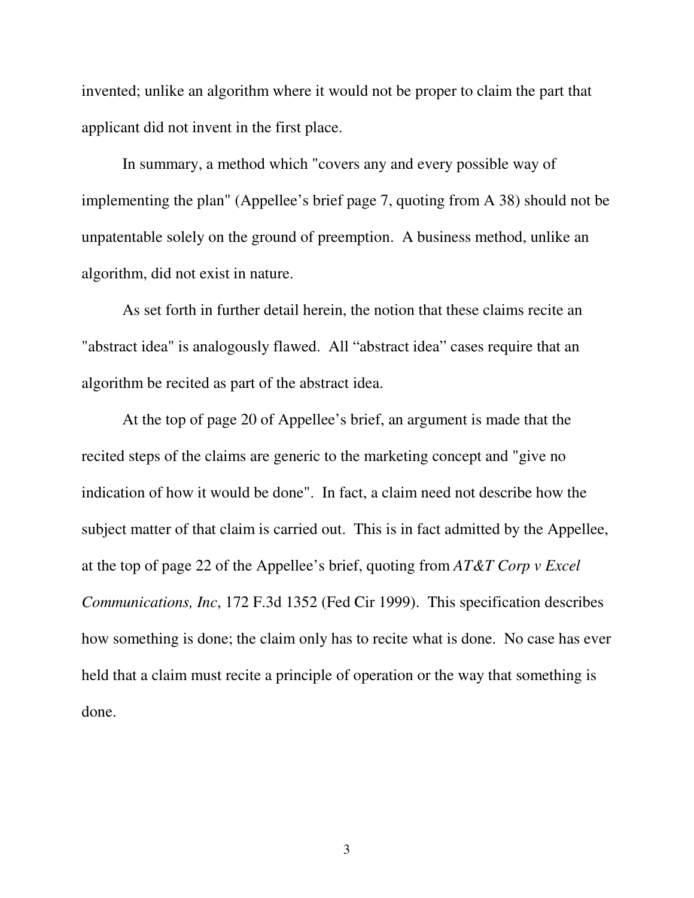invented; unlike an algorithm where it would not be proper to claim the part that applicant did not invent in the first place.

In summary, a method which "covers any and every possible way of implementing the plan" (Appellee's brief page 7, quoting from A 38) should not be unpatentable solely on the ground of preemption. A business method, unlike an algorithm, did not exist in nature.

As set forth in further detail herein, the notion that these claims recite an "abstract idea" is analogously flawed. All "abstract idea" cases require that an algorithm be recited as part of the abstract idea.

At the top of page 20 of Appellee's brief, an argument is made that the recited steps of the claims are generic to the marketing concept and "give no indication of how it would be done". In fact, a claim need not describe how the subject matter of that claim is carried out. This is in fact admitted by the Appellee, at the top of page 22 of the Appellee's brief, quoting from *AT&T Corp v Excel Communications, Inc*, 172 F.3d 1352 (Fed Cir 1999). This specification describes how something is done; the claim only has to recite what is done. No case has ever held that a claim must recite a principle of operation or the way that something is done.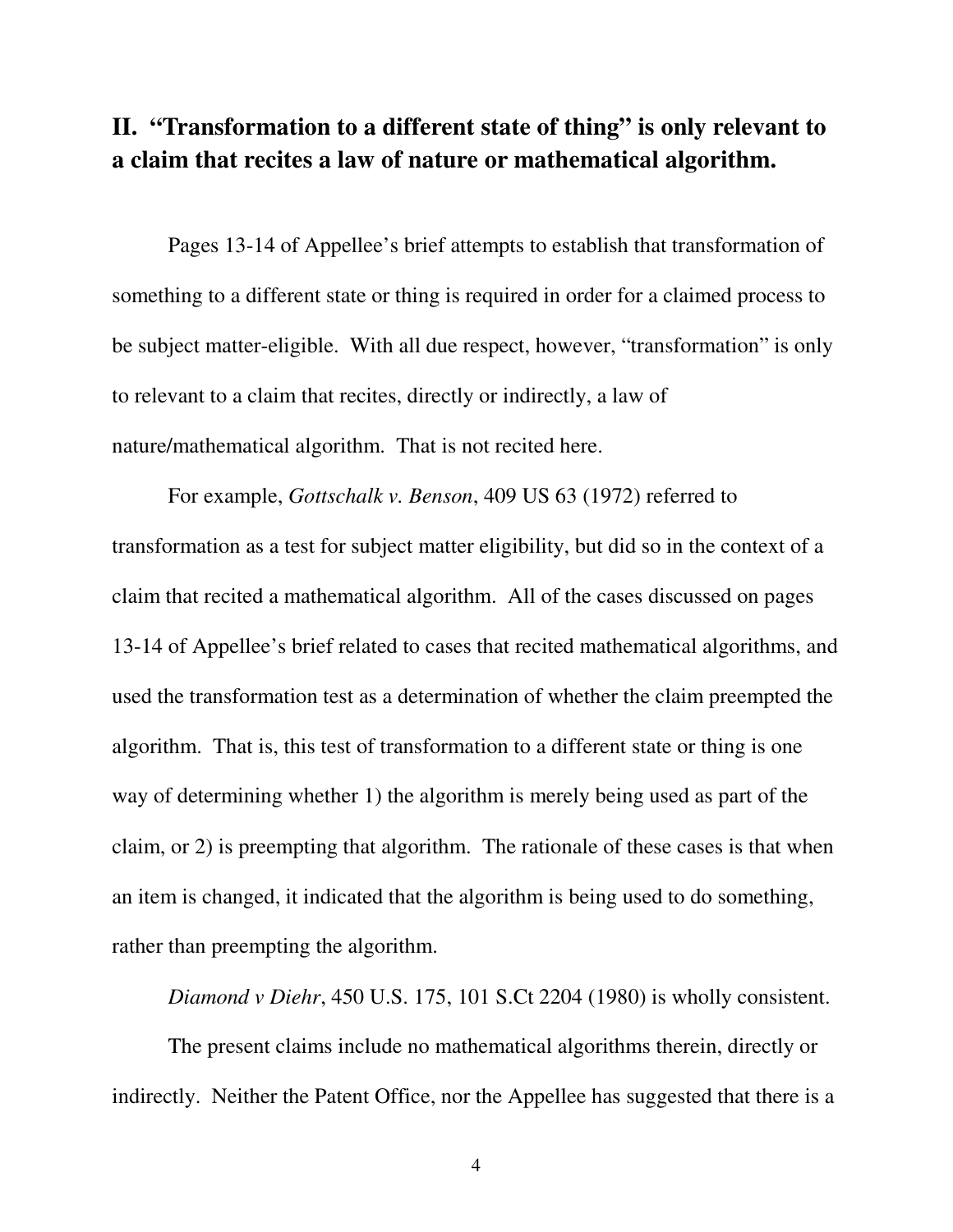## II. "Transformation to a different state of thing" is only relevant to a claim that recites a law of nature or mathematical algorithm.

Pages 13-14 of Appellee's brief attempts to establish that transformation of something to a different state or thing is required in order for a claimed process to be subject matter-eligible. With all due respect, however, "transformation" is only to relevant to a claim that recites, directly or indirectly, a law of nature/mathematical algorithm. That is not recited here.

For example, *Gottschalk v. Benson*, 409 US 63 (1972) referred to transformation as a test for subject matter eligibility, but did so in the context of a claim that recited a mathematical algorithm. All of the cases discussed on pages 13-14 of Appellee's brief related to cases that recited mathematical algorithms, and used the transformation test as a determination of whether the claim preempted the algorithm. That is, this test of transformation to a different state or thing is one way of determining whether 1) the algorithm is merely being used as part of the claim, or 2) is preempting that algorithm. The rationale of these cases is that when an item is changed, it indicated that the algorithm is being used to do something, rather than preempting the algorithm.

*Diamond v Diehr*, 450 U.S. 175, 101 S.Ct 2204 (1980) is wholly consistent.

The present claims include no mathematical algorithms therein, directly or indirectly. Neither the Patent Office, nor the Appellee has suggested that there is a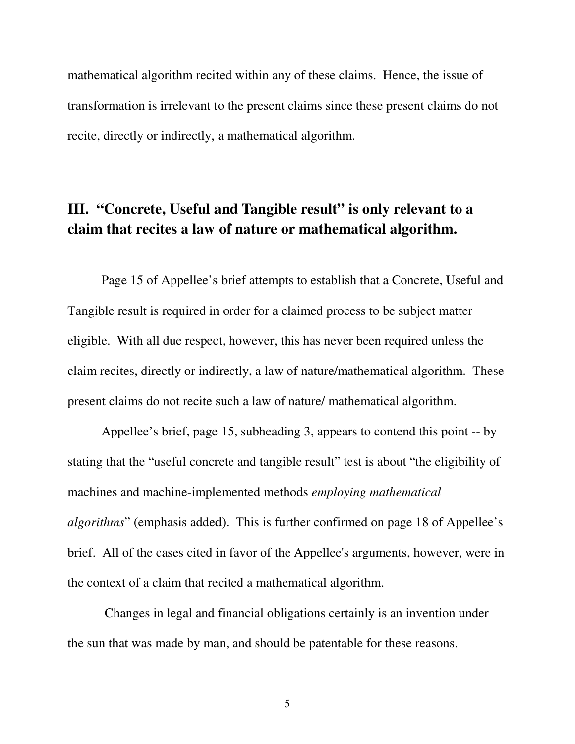mathematical algorithm recited within any of these claims. Hence, the issue of transformation is irrelevant to the present claims since these present claims do not recite, directly or indirectly, a mathematical algorithm.

## III. "Concrete, Useful and Tangible result" is only relevant to a claim that recites a law of nature or mathematical algorithm.

Page 15 of Appellee's brief attempts to establish that a Concrete, Useful and Tangible result is required in order for a claimed process to be subject matter eligible. With all due respect, however, this has never been required unless the claim recites, directly or indirectly, a law of nature/mathematical algorithm. These present claims do not recite such a law of nature/ mathematical algorithm.

Appellee's brief, page 15, subheading 3, appears to contend this point -- by stating that the "useful concrete and tangible result" test is about "the eligibility of machines and machine-implemented methods *employing mathematical algorithms*" (emphasis added). This is further confirmed on page 18 of Appellee's brief. All of the cases cited in favor of the Appellee's arguments, however, were in the context of a claim that recited a mathematical algorithm.

Changes in legal and financial obligations certainly is an invention under the sun that was made by man, and should be patentable for these reasons.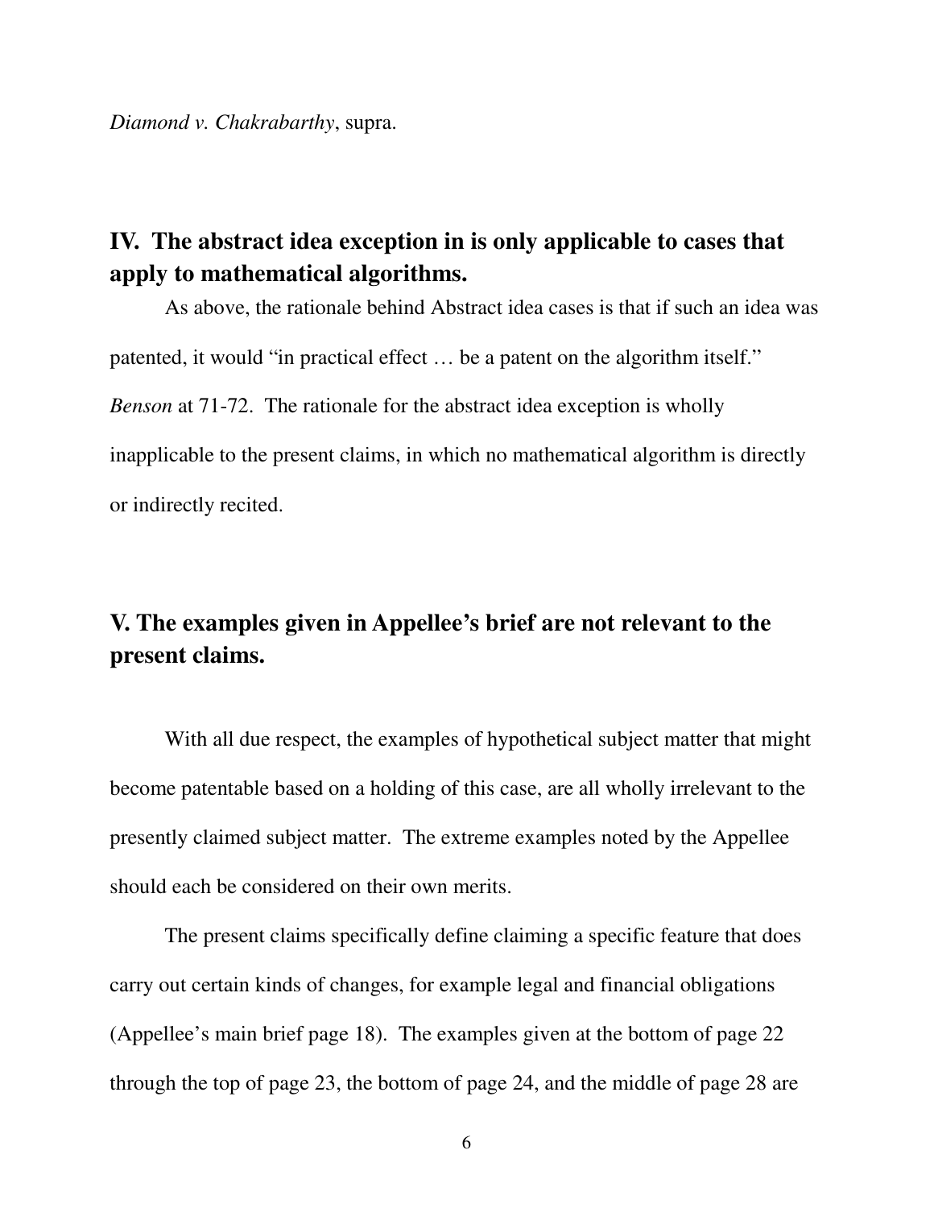*Diamond v. Chakrabarthy*, supra.

## IV. The abstract idea exception in is only applicable to cases that apply to mathematical algorithms.

As above, the rationale behind Abstract idea cases is that if such an idea was patented, it would "in practical effect … be a patent on the algorithm itself." *Benson* at 71-72. The rationale for the abstract idea exception is wholly inapplicable to the present claims, in which no mathematical algorithm is directly or indirectly recited.

## V. The examples given in Appellee's brief are not relevant to the present claims.

With all due respect, the examples of hypothetical subject matter that might become patentable based on a holding of this case, are all wholly irrelevant to the presently claimed subject matter. The extreme examples noted by the Appellee should each be considered on their own merits.

The present claims specifically define claiming a specific feature that does carry out certain kinds of changes, for example legal and financial obligations (Appellee's main brief page 18). The examples given at the bottom of page 22 through the top of page 23, the bottom of page 24, and the middle of page 28 are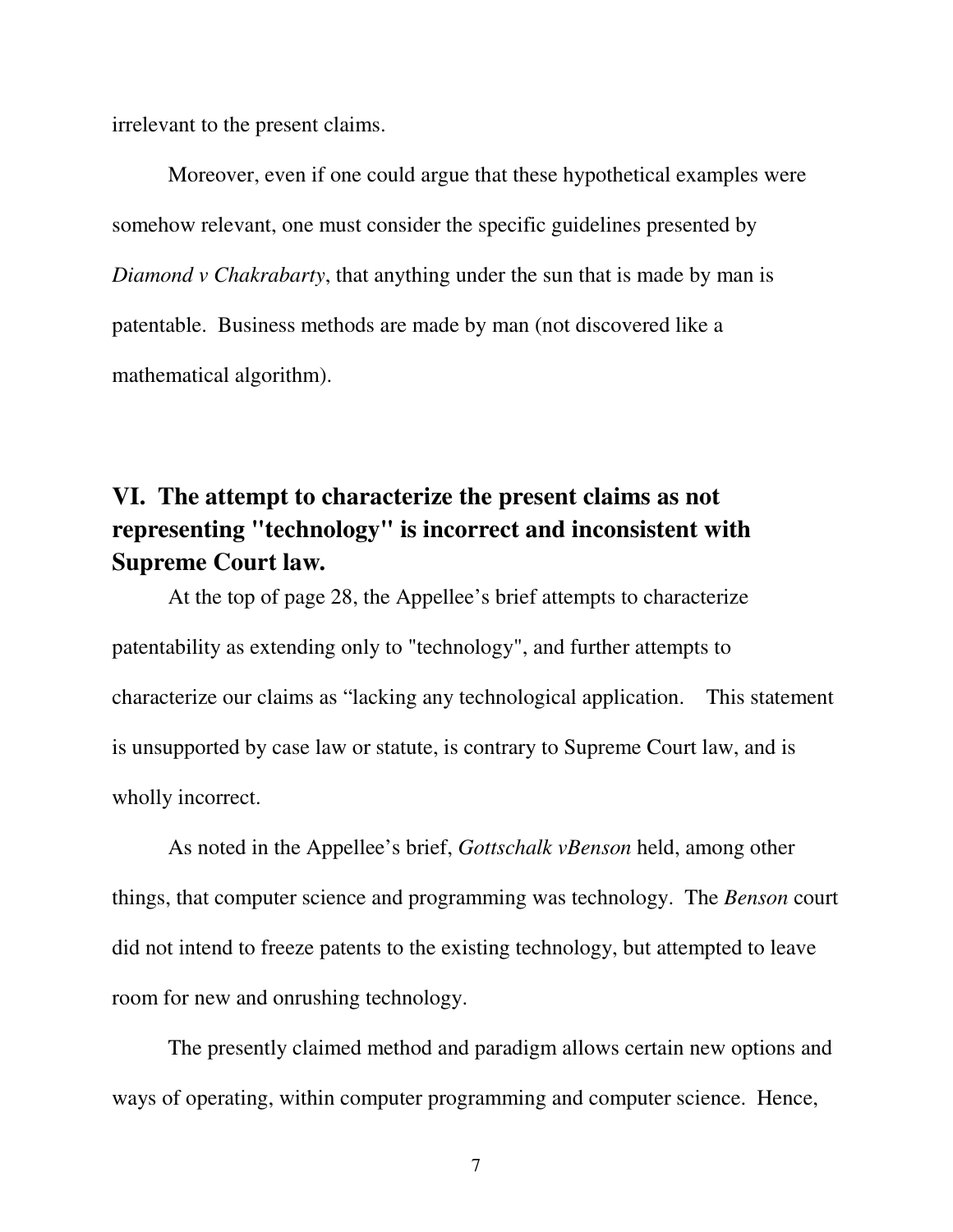irrelevant to the present claims.

Moreover, even if one could argue that these hypothetical examples were somehow relevant, one must consider the specific guidelines presented by *Diamond v Chakrabarty*, that anything under the sun that is made by man is patentable. Business methods are made by man (not discovered like a mathematical algorithm).

## VI. The attempt to characterize the present claims as not representing "technology" is incorrect and inconsistent with Supreme Court law.

At the top of page 28, the Appellee's brief attempts to characterize patentability as extending only to "technology", and further attempts to characterize our claims as "lacking any technological application. This statement is unsupported by case law or statute, is contrary to Supreme Court law, and is wholly incorrect.

As noted in the Appellee's brief, *Gottschalk vBenson* held, among other things, that computer science and programming was technology. The *Benson* court did not intend to freeze patents to the existing technology, but attempted to leave room for new and onrushing technology.

The presently claimed method and paradigm allows certain new options and ways of operating, within computer programming and computer science. Hence,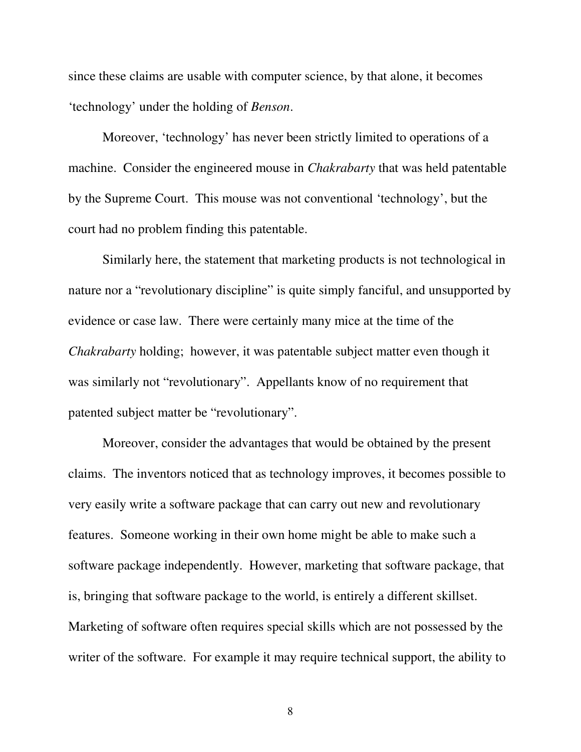since these claims are usable with computer science, by that alone, it becomes 'technology' under the holding of *Benson*.

Moreover, 'technology' has never been strictly limited to operations of a machine. Consider the engineered mouse in *Chakrabarty* that was held patentable by the Supreme Court. This mouse was not conventional 'technology', but the court had no problem finding this patentable.

Similarly here, the statement that marketing products is not technological in nature nor a "revolutionary discipline" is quite simply fanciful, and unsupported by evidence or case law. There were certainly many mice at the time of the *Chakrabarty* holding; however, it was patentable subject matter even though it was similarly not "revolutionary". Appellants know of no requirement that patented subject matter be "revolutionary".

Moreover, consider the advantages that would be obtained by the present claims. The inventors noticed that as technology improves, it becomes possible to very easily write a software package that can carry out new and revolutionary features. Someone working in their own home might be able to make such a software package independently. However, marketing that software package, that is, bringing that software package to the world, is entirely a different skillset. Marketing of software often requires special skills which are not possessed by the writer of the software. For example it may require technical support, the ability to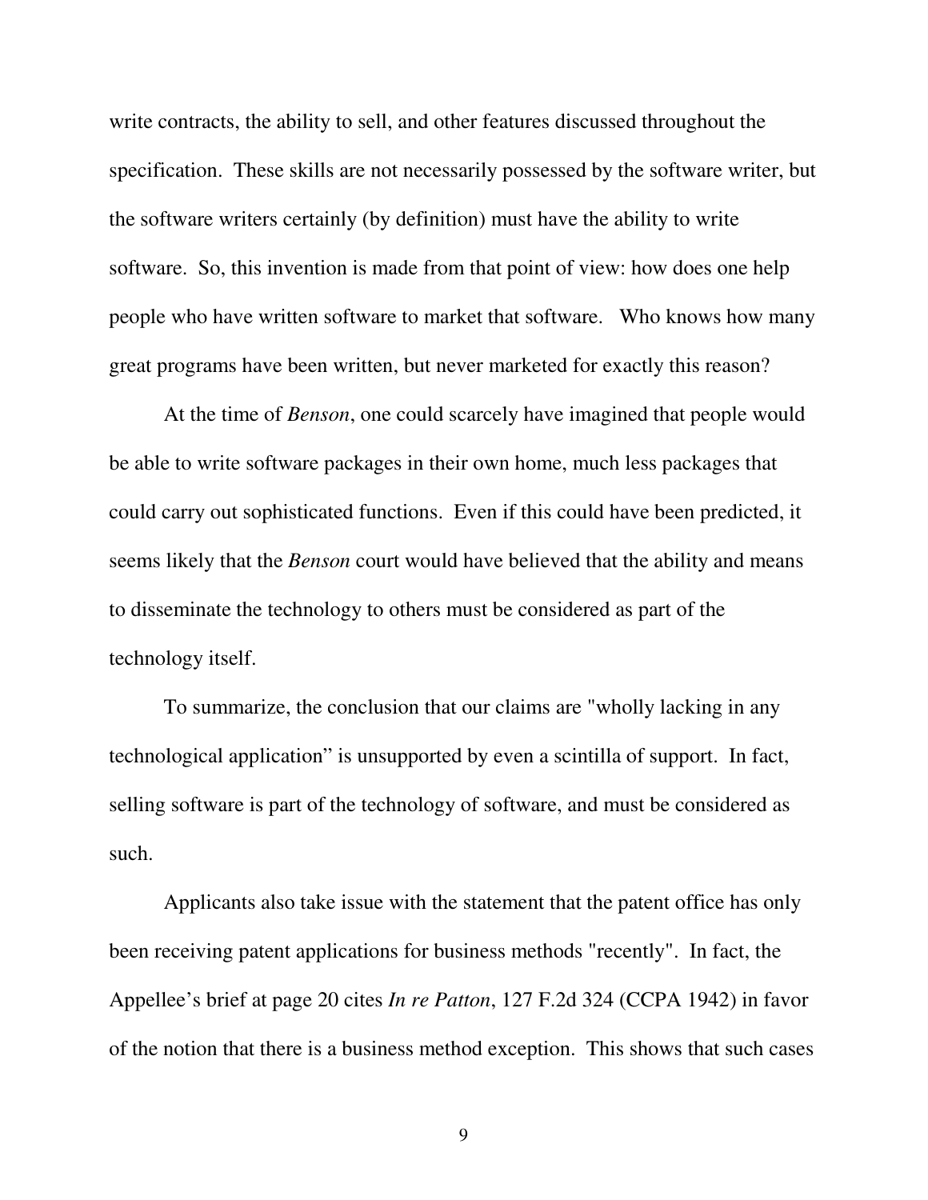write contracts, the ability to sell, and other features discussed throughout the specification. These skills are not necessarily possessed by the software writer, but the software writers certainly (by definition) must have the ability to write software. So, this invention is made from that point of view: how does one help people who have written software to market that software. Who knows how many great programs have been written, but never marketed for exactly this reason?

At the time of *Benson*, one could scarcely have imagined that people would be able to write software packages in their own home, much less packages that could carry out sophisticated functions. Even if this could have been predicted, it seems likely that the *Benson* court would have believed that the ability and means to disseminate the technology to others must be considered as part of the technology itself.

To summarize, the conclusion that our claims are "wholly lacking in any technological application" is unsupported by even a scintilla of support. In fact, selling software is part of the technology of software, and must be considered as such.

Applicants also take issue with the statement that the patent office has only been receiving patent applications for business methods "recently". In fact, the Appellee's brief at page 20 cites *In re Patton*, 127 F.2d 324 (CCPA 1942) in favor of the notion that there is a business method exception. This shows that such cases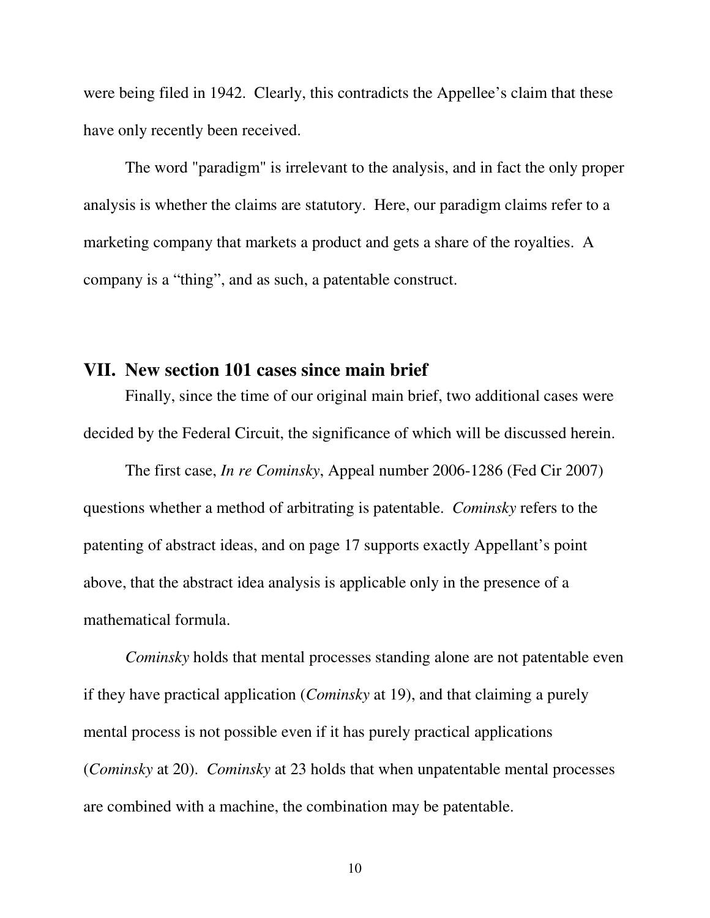were being filed in 1942. Clearly, this contradicts the Appellee's claim that these have only recently been received.

The word "paradigm" is irrelevant to the analysis, and in fact the only proper analysis is whether the claims are statutory. Here, our paradigm claims refer to a marketing company that markets a product and gets a share of the royalties. A company is a "thing", and as such, a patentable construct.

## VII. New section 101 cases since main brief

Finally, since the time of our original main brief, two additional cases were decided by the Federal Circuit, the significance of which will be discussed herein.

The first case, *In re Cominsky*, Appeal number 2006-1286 (Fed Cir 2007) questions whether a method of arbitrating is patentable. *Cominsky* refers to the patenting of abstract ideas, and on page 17 supports exactly Appellant's point above, that the abstract idea analysis is applicable only in the presence of a mathematical formula.

*Cominsky* holds that mental processes standing alone are not patentable even if they have practical application (*Cominsky* at 19), and that claiming a purely mental process is not possible even if it has purely practical applications (*Cominsky* at 20). *Cominsky* at 23 holds that when unpatentable mental processes are combined with a machine, the combination may be patentable.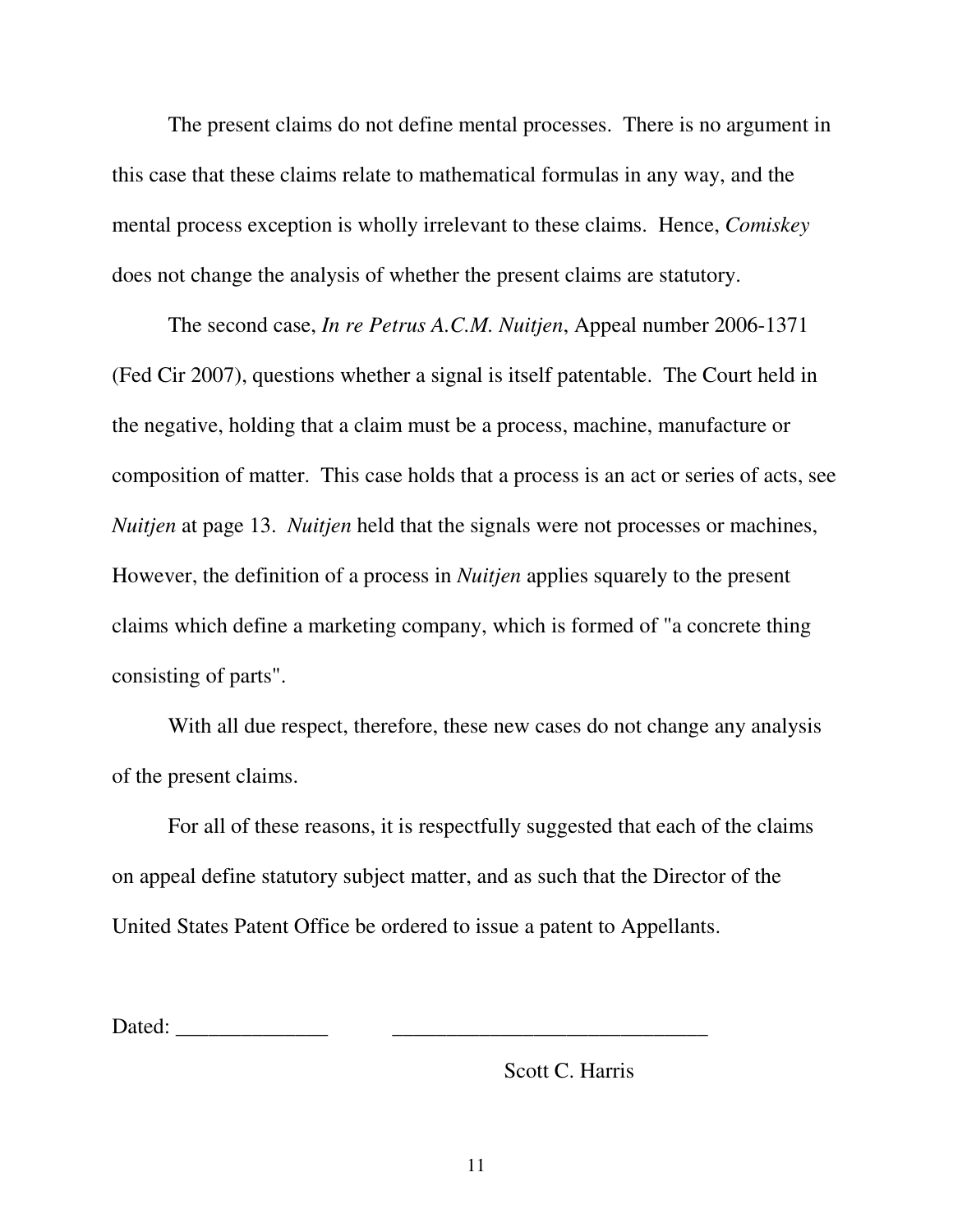The present claims do not define mental processes. There is no argument in this case that these claims relate to mathematical formulas in any way, and the mental process exception is wholly irrelevant to these claims. Hence, *Comiskey* does not change the analysis of whether the present claims are statutory.

The second case, *In re Petrus A.C.M. Nuitjen*, Appeal number 2006-1371 (Fed Cir 2007), questions whether a signal is itself patentable. The Court held in the negative, holding that a claim must be a process, machine, manufacture or composition of matter. This case holds that a process is an act or series of acts, see *Nuitjen* at page 13. *Nuitjen* held that the signals were not processes or machines, However, the definition of a process in *Nuitjen* applies squarely to the present claims which define a marketing company, which is formed of "a concrete thing consisting of parts".

With all due respect, therefore, these new cases do not change any analysis of the present claims.

For all of these reasons, it is respectfully suggested that each of the claims on appeal define statutory subject matter, and as such that the Director of the United States Patent Office be ordered to issue a patent to Appellants.

Dated: ______________ ______________________________

Scott C. Harris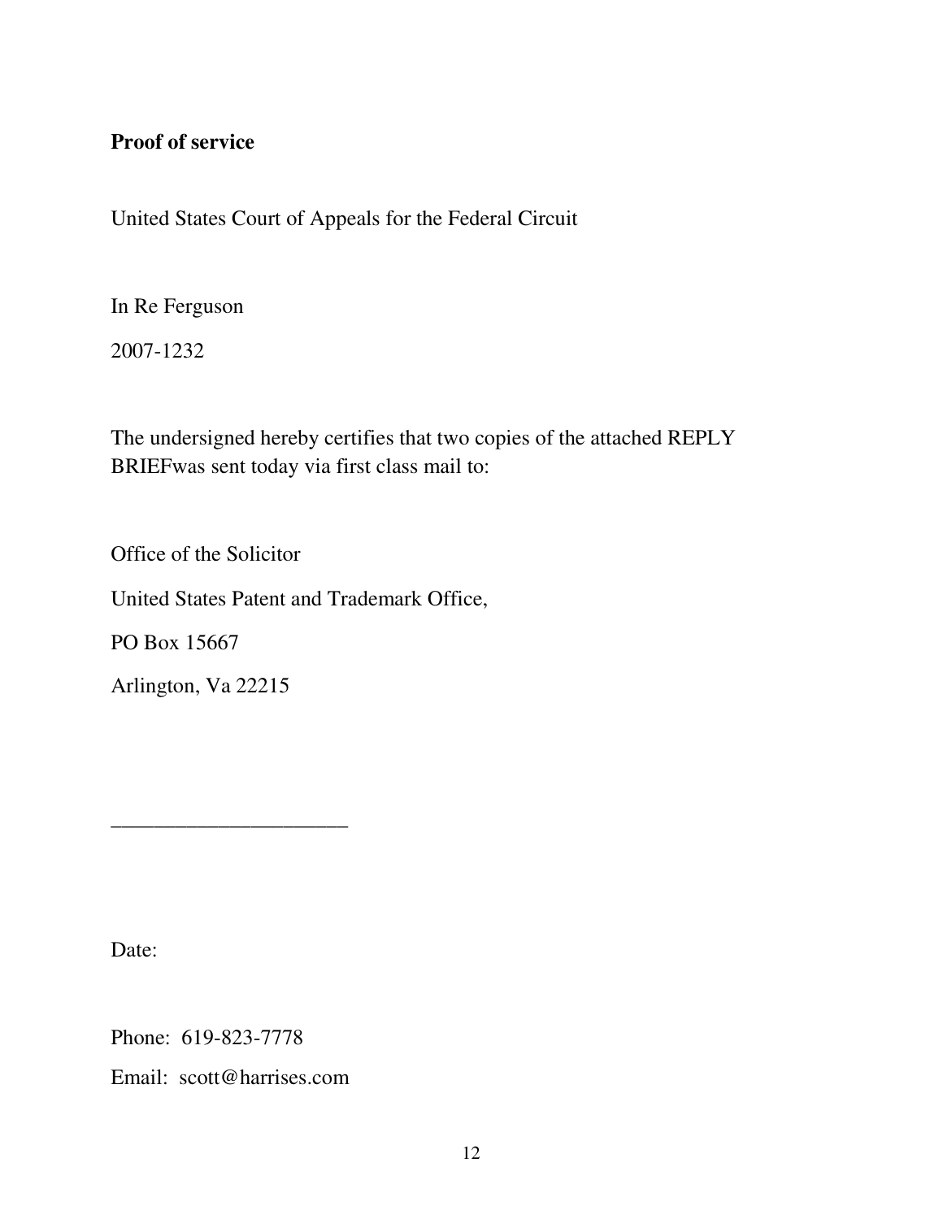**Proof of service**

United States Court of Appeals for the Federal Circuit

In Re Ferguson

2007-1232

The undersigned hereby certifies that two copies of the attached REPLY BRIEFwas sent today via first class mail to:

Office of the Solicitor

United States Patent and Trademark Office,

PO Box 15667

Arlington, Va 22215

______________________

Date:

Phone: 619-823-7778

Email: scott@harrises.com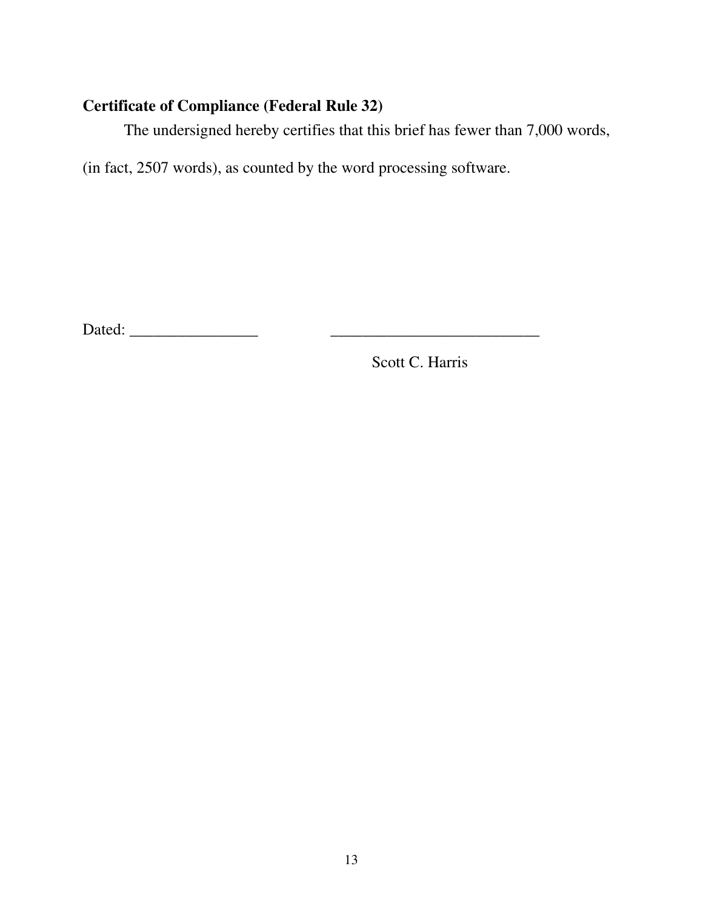**Certificate of Compliance (Federal Rule 32)**

The undersigned hereby certifies that this brief has fewer than 7,000 words, (in fact, 2507 words), as counted by the word processing software.

Dated: ________________ __________________________

Scott C. Harris